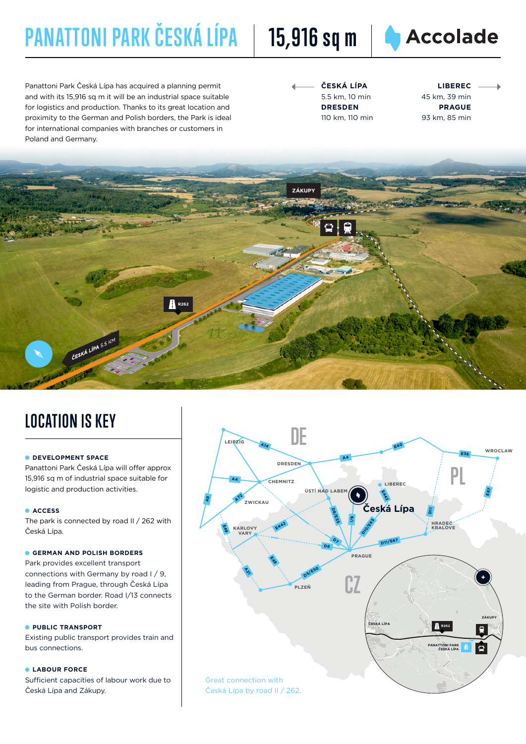# PANATTONI PARK ČESKÁ LÍPA

**15,916 sq m**

Accolade

Panattoni Park Česká Lípa has acquired a planning permit and with its 15,916 sq m it will be an industrial space suitable for logistics and production. Thanks to its great location and proximity to the German and Polish borders, the Park is ideal for international companies with branches or customers in Poland and Germany.

**ČESKÁ LÍPA**
5.5 km, 10 min

**DRESDEN**
110 km, 110 min

**LIBEREC**
45 km, 39 min

**PRAGUE**
93 km, 85 min

## LOCATION IS KEY

**DEVELOPMENT SPACE**
Panattoni Park Česká Lípa will offer approx 15,916 sq m of industrial space suitable for logistic and production activities.

**ACCESS**
The park is connected by road II / 262 with Česká Lípa.

**GERMAN AND POLISH BORDERS**
Park provides excellent transport connections with Germany by road I / 9, leading from Prague, through Česká Lípa to the German border. Road I/13 connects the site with Polish border.

**PUBLIC TRANSPORT**
Existing public transport provides train and bus connections.

**LABOUR FORCE**
Sufficient capacities of labour work due to Česká Lípa and Zákupy.

Great connection with Česká Lípa by road II / 262.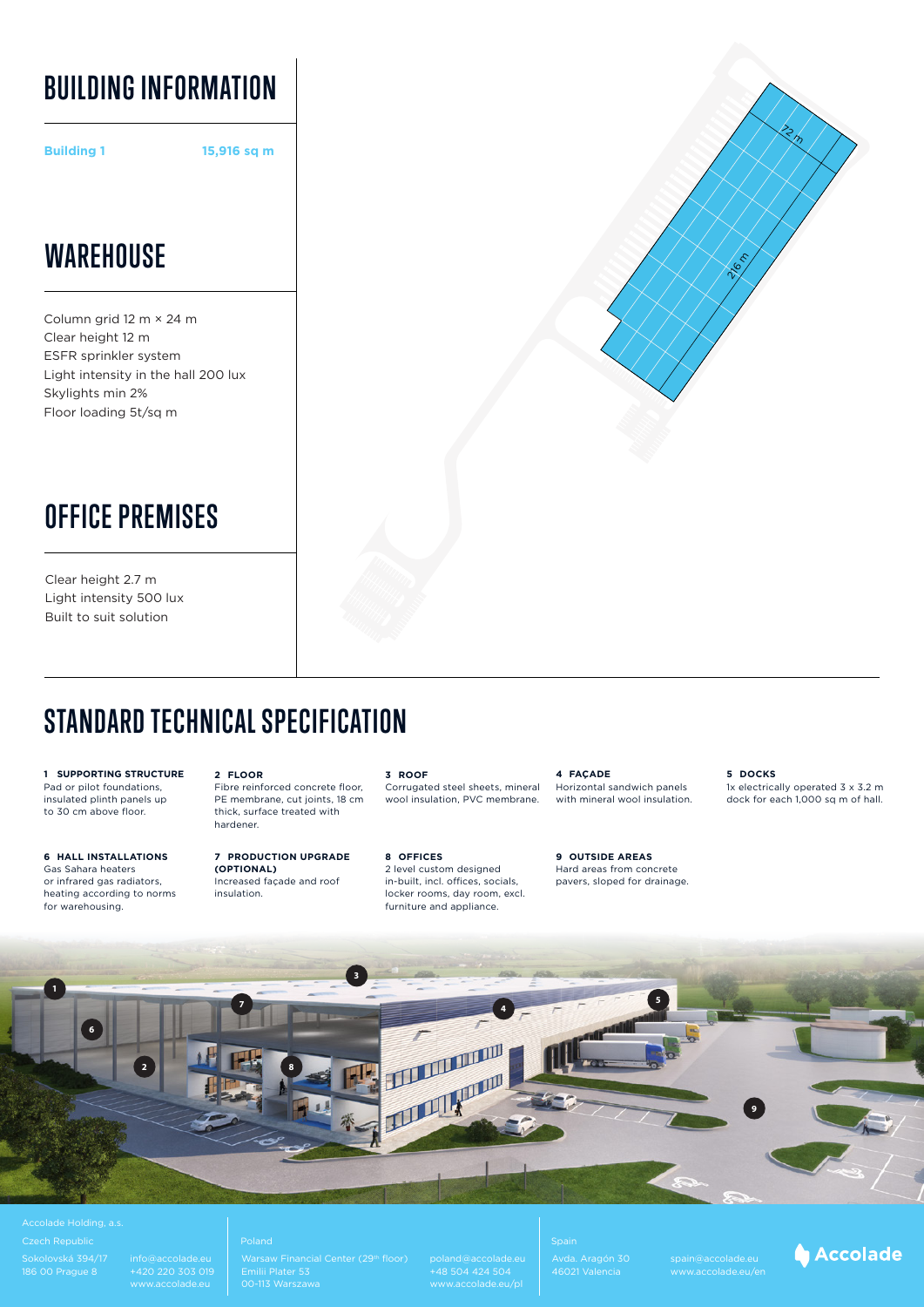# BUILDING INFORMATION

| | |
|---|---|
| **Building 1** | **15,916 sq m** |

# WAREHOUSE

Column grid 12 m × 24 m
Clear height 12 m
ESFR sprinkler system
Light intensity in the hall 200 lux
Skylights min 2%
Floor loading 5t/sq m

# OFFICE PREMISES

Clear height 2.7 m
Light intensity 500 lux
Built to suit solution

72 m
216 m

# STANDARD TECHNICAL SPECIFICATION

**1 SUPPORTING STRUCTURE**
Pad or pilot foundations, insulated plinth panels up to 30 cm above floor.

**2 FLOOR**
Fibre reinforced concrete floor, PE membrane, cut joints, 18 cm thick, surface treated with hardener.

**3 ROOF**
Corrugated steel sheets, mineral wool insulation, PVC membrane.

**4 FAÇADE**
Horizontal sandwich panels with mineral wool insulation.

**5 DOCKS**
1x electrically operated 3 x 3.2 m dock for each 1,000 sq m of hall.

**6 HALL INSTALLATIONS**
Gas Sahara heaters or infrared gas radiators, heating according to norms for warehousing.

**7 PRODUCTION UPGRADE (OPTIONAL)**
Increased façade and roof insulation.

**8 OFFICES**
2 level custom designed in-built, incl. offices, socials, locker rooms, day room, excl. furniture and appliance.

**9 OUTSIDE AREAS**
Hard areas from concrete pavers, sloped for drainage.

Accolade Holding, a.s.

Czech Republic
Sokolovská 394/17
186 00 Prague 8
info@accolade.eu
+420 220 303 019
www.accolade.eu

Poland
Warsaw Financial Center (29th floor)
Emilii Plater 53
00-113 Warszawa
poland@accolade.eu
+48 504 424 504
www.accolade.eu/pl

Spain
Avda. Aragón 30
46021 Valencia
spain@accolade.eu
www.accolade.eu/en

Accolade